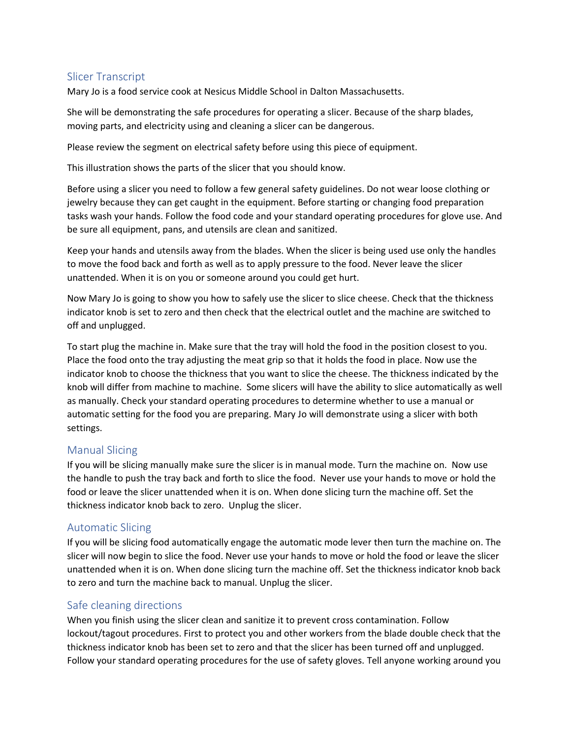## Slicer Transcript

Mary Jo is a food service cook at Nesicus Middle School in Dalton Massachusetts.

She will be demonstrating the safe procedures for operating a slicer. Because of the sharp blades, moving parts, and electricity using and cleaning a slicer can be dangerous.

Please review the segment on electrical safety before using this piece of equipment.

This illustration shows the parts of the slicer that you should know.

Before using a slicer you need to follow a few general safety guidelines. Do not wear loose clothing or jewelry because they can get caught in the equipment. Before starting or changing food preparation tasks wash your hands. Follow the food code and your standard operating procedures for glove use. And be sure all equipment, pans, and utensils are clean and sanitized.

Keep your hands and utensils away from the blades. When the slicer is being used use only the handles to move the food back and forth as well as to apply pressure to the food. Never leave the slicer unattended. When it is on you or someone around you could get hurt.

Now Mary Jo is going to show you how to safely use the slicer to slice cheese. Check that the thickness indicator knob is set to zero and then check that the electrical outlet and the machine are switched to off and unplugged.

To start plug the machine in. Make sure that the tray will hold the food in the position closest to you. Place the food onto the tray adjusting the meat grip so that it holds the food in place. Now use the indicator knob to choose the thickness that you want to slice the cheese. The thickness indicated by the knob will differ from machine to machine. Some slicers will have the ability to slice automatically as well as manually. Check your standard operating procedures to determine whether to use a manual or automatic setting for the food you are preparing. Mary Jo will demonstrate using a slicer with both settings.

## Manual Slicing

If you will be slicing manually make sure the slicer is in manual mode. Turn the machine on. Now use the handle to push the tray back and forth to slice the food. Never use your hands to move or hold the food or leave the slicer unattended when it is on. When done slicing turn the machine off. Set the thickness indicator knob back to zero. Unplug the slicer.

## Automatic Slicing

If you will be slicing food automatically engage the automatic mode lever then turn the machine on. The slicer will now begin to slice the food. Never use your hands to move or hold the food or leave the slicer unattended when it is on. When done slicing turn the machine off. Set the thickness indicator knob back to zero and turn the machine back to manual. Unplug the slicer.

## Safe cleaning directions

When you finish using the slicer clean and sanitize it to prevent cross contamination. Follow lockout/tagout procedures. First to protect you and other workers from the blade double check that the thickness indicator knob has been set to zero and that the slicer has been turned off and unplugged. Follow your standard operating procedures for the use of safety gloves. Tell anyone working around you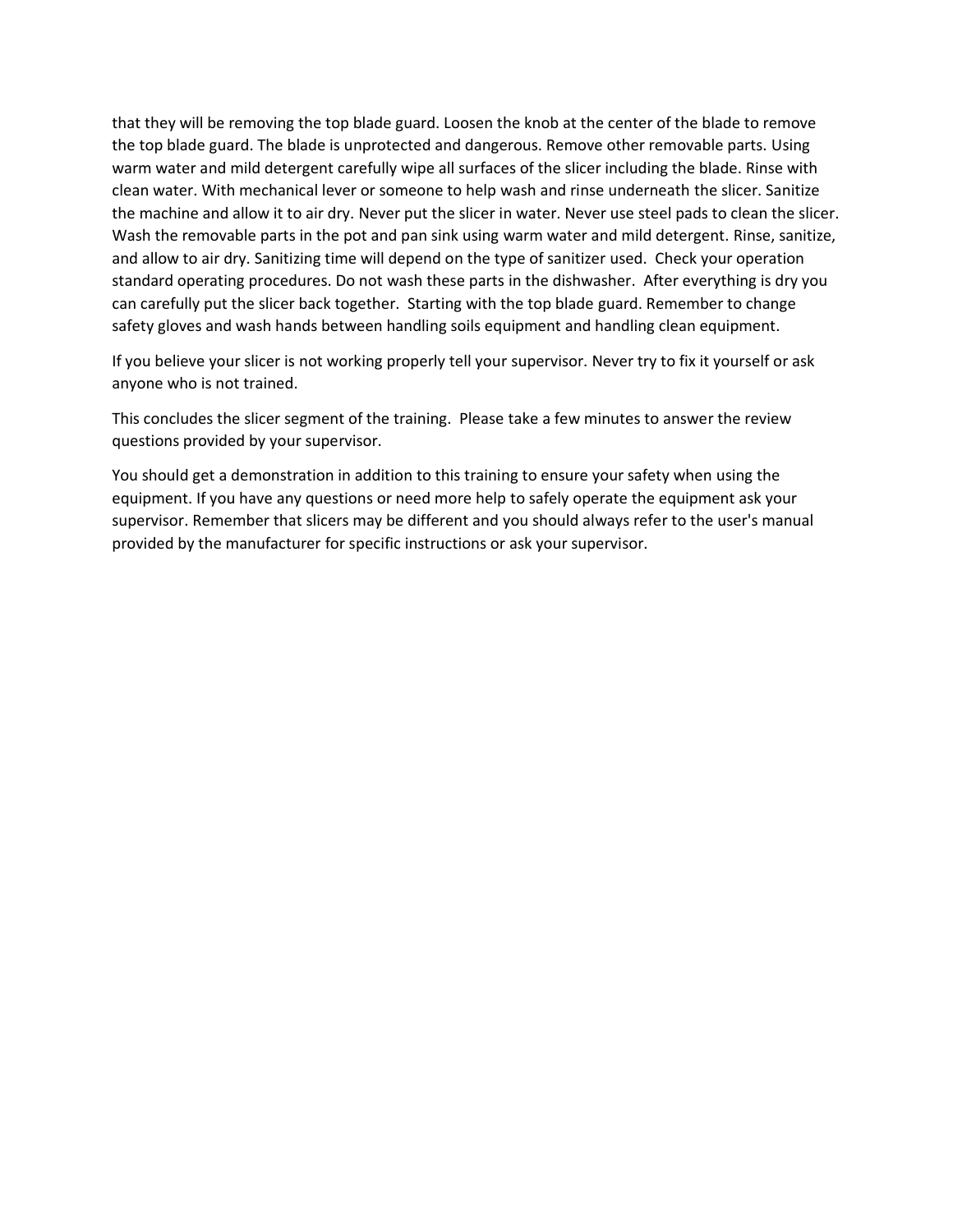that they will be removing the top blade guard. Loosen the knob at the center of the blade to remove the top blade guard. The blade is unprotected and dangerous. Remove other removable parts. Using warm water and mild detergent carefully wipe all surfaces of the slicer including the blade. Rinse with clean water. With mechanical lever or someone to help wash and rinse underneath the slicer. Sanitize the machine and allow it to air dry. Never put the slicer in water. Never use steel pads to clean the slicer. Wash the removable parts in the pot and pan sink using warm water and mild detergent. Rinse, sanitize, and allow to air dry. Sanitizing time will depend on the type of sanitizer used. Check your operation standard operating procedures. Do not wash these parts in the dishwasher. After everything is dry you can carefully put the slicer back together. Starting with the top blade guard. Remember to change safety gloves and wash hands between handling soils equipment and handling clean equipment.

If you believe your slicer is not working properly tell your supervisor. Never try to fix it yourself or ask anyone who is not trained.

This concludes the slicer segment of the training. Please take a few minutes to answer the review questions provided by your supervisor.

You should get a demonstration in addition to this training to ensure your safety when using the equipment. If you have any questions or need more help to safely operate the equipment ask your supervisor. Remember that slicers may be different and you should always refer to the user's manual provided by the manufacturer for specific instructions or ask your supervisor.